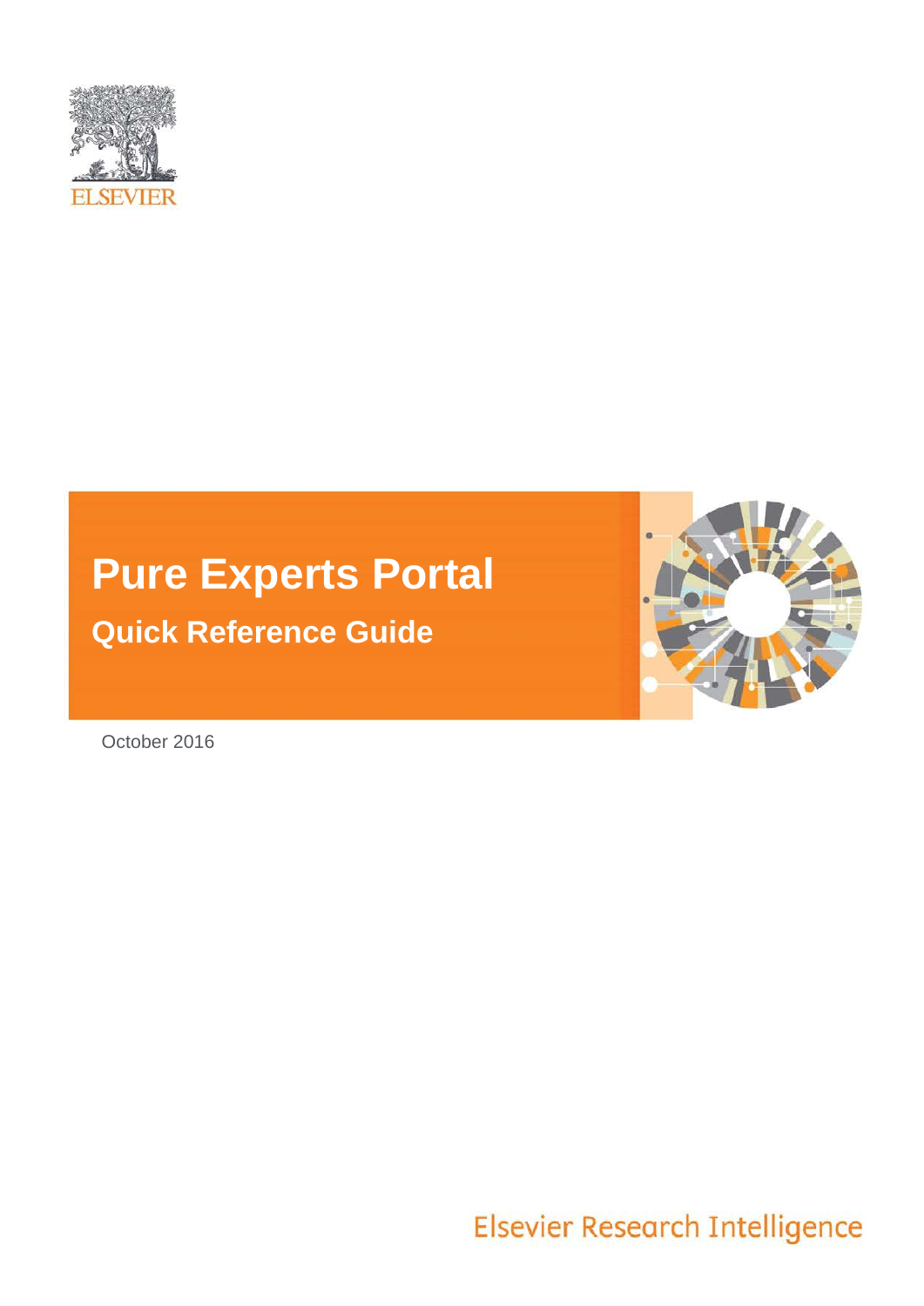ELSEVIER

# Pure Experts Portal

## Quick Reference Guide

October 2016

Elsevier Research Intelligence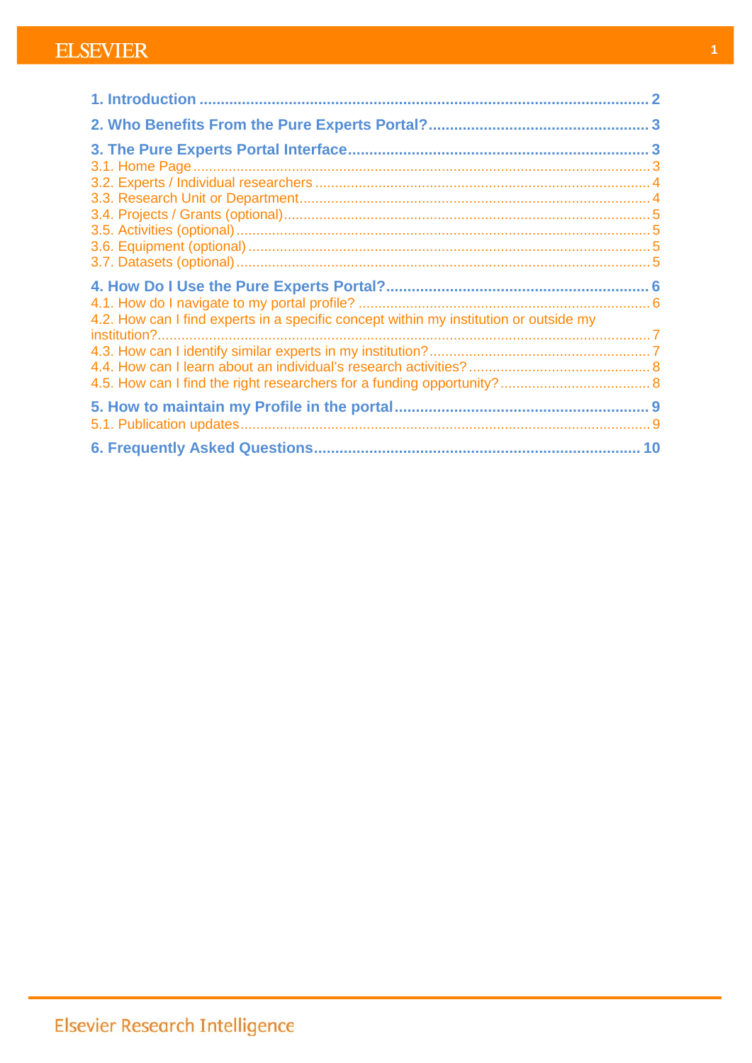1. Introduction ........................................................................................................ 2

2. Who Benefits From the Pure Experts Portal? ................................................... 3

3. The Pure Experts Portal Interface ..................................................................... 3

- 3.1. Home Page ........................................................................................................ 3
- 3.2. Experts / Individual researchers ........................................................................ 4
- 3.3. Research Unit or Department ............................................................................ 4
- 3.4. Projects / Grants (optional) ................................................................................ 5
- 3.5. Activities (optional) ............................................................................................ 5
- 3.6. Equipment (optional) ......................................................................................... 5
- 3.7. Datasets (optional) ............................................................................................ 5

4. How Do I Use the Pure Experts Portal? ............................................................ 6

- 4.1. How do I navigate to my portal profile? ............................................................. 6
- 4.2. How can I find experts in a specific concept within my institution or outside my institution? ............................................................................................................ 7
- 4.3. How can I identify similar experts in my institution? ........................................... 7
- 4.4. How can I learn about an individual's research activities? ................................ 8
- 4.5. How can I find the right researchers for a funding opportunity? ......................... 8

5. How to maintain my Profile in the portal .......................................................... 9

- 5.1. Publication updates ........................................................................................... 9

6. Frequently Asked Questions ............................................................................ 10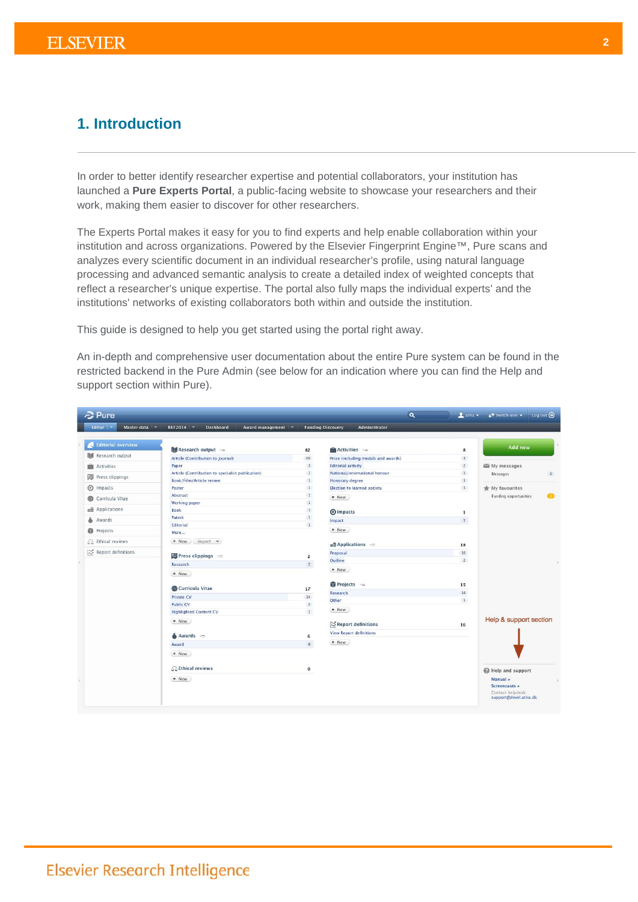# 1. Introduction

In order to better identify researcher expertise and potential collaborators, your institution has launched a **Pure Experts Portal**, a public-facing website to showcase your researchers and their work, making them easier to discover for other researchers.

The Experts Portal makes it easy for you to find experts and help enable collaboration within your institution and across organizations. Powered by the Elsevier Fingerprint Engine™, Pure scans and analyzes every scientific document in an individual researcher's profile, using natural language processing and advanced semantic analysis to create a detailed index of weighted concepts that reflect a researcher's unique expertise. The portal also fully maps the individual experts' and the institutions' networks of existing collaborators both within and outside the institution.

This guide is designed to help you get started using the portal right away.

An in-depth and comprehensive user documentation about the entire Pure system can be found in the restricted backend in the Pure Admin (see below for an indication where you can find the Help and support section within Pure).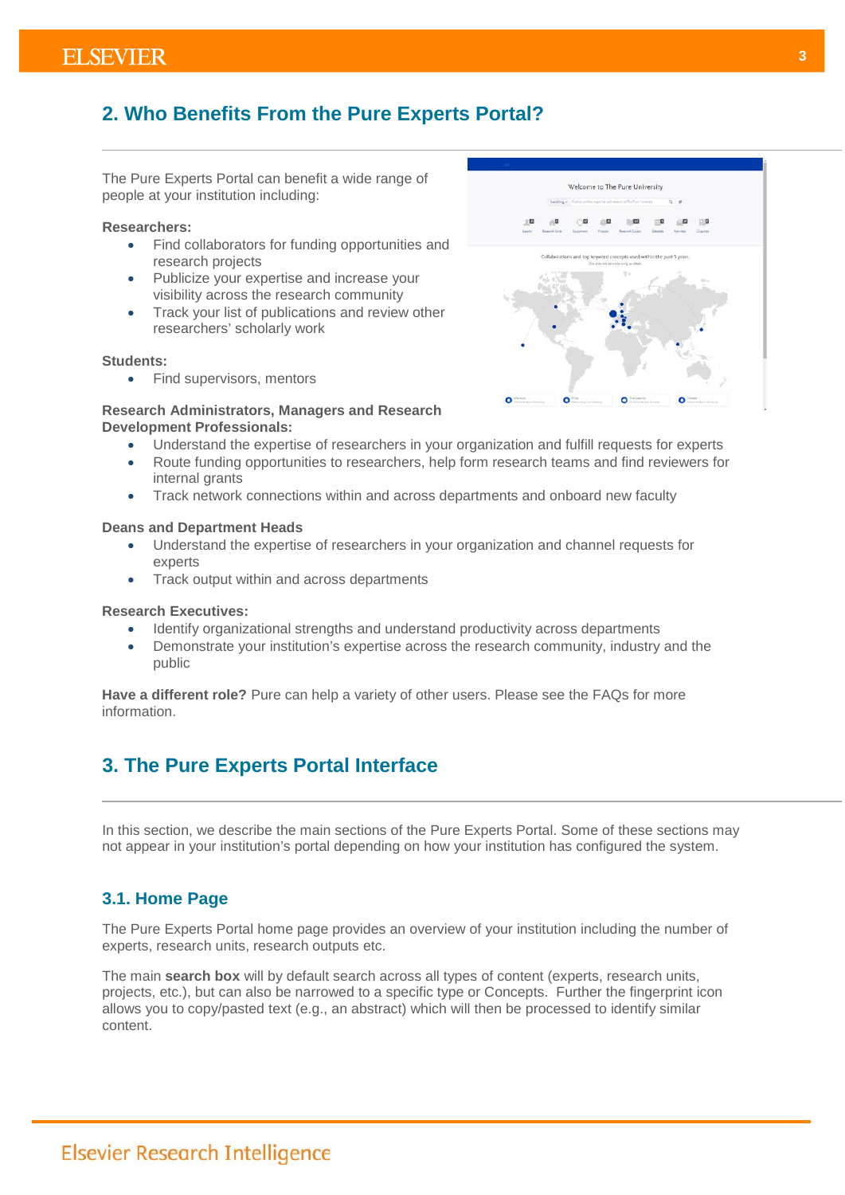## 2. Who Benefits From the Pure Experts Portal?

The Pure Experts Portal can benefit a wide range of people at your institution including:

**Researchers:**

- Find collaborators for funding opportunities and research projects
- Publicize your expertise and increase your visibility across the research community
- Track your list of publications and review other researchers' scholarly work

**Students:**

- Find supervisors, mentors

**Research Administrators, Managers and Research Development Professionals:**

- Understand the expertise of researchers in your organization and fulfill requests for experts
- Route funding opportunities to researchers, help form research teams and find reviewers for internal grants
- Track network connections within and across departments and onboard new faculty

**Deans and Department Heads**

- Understand the expertise of researchers in your organization and channel requests for experts
- Track output within and across departments

**Research Executives:**

- Identify organizational strengths and understand productivity across departments
- Demonstrate your institution's expertise across the research community, industry and the public

**Have a different role?** Pure can help a variety of other users. Please see the FAQs for more information.

## 3. The Pure Experts Portal Interface

In this section, we describe the main sections of the Pure Experts Portal. Some of these sections may not appear in your institution's portal depending on how your institution has configured the system.

### 3.1. Home Page

The Pure Experts Portal home page provides an overview of your institution including the number of experts, research units, research outputs etc.

The main **search box** will by default search across all types of content (experts, research units, projects, etc.), but can also be narrowed to a specific type or Concepts. Further the fingerprint icon allows you to copy/pasted text (e.g., an abstract) which will then be processed to identify similar content.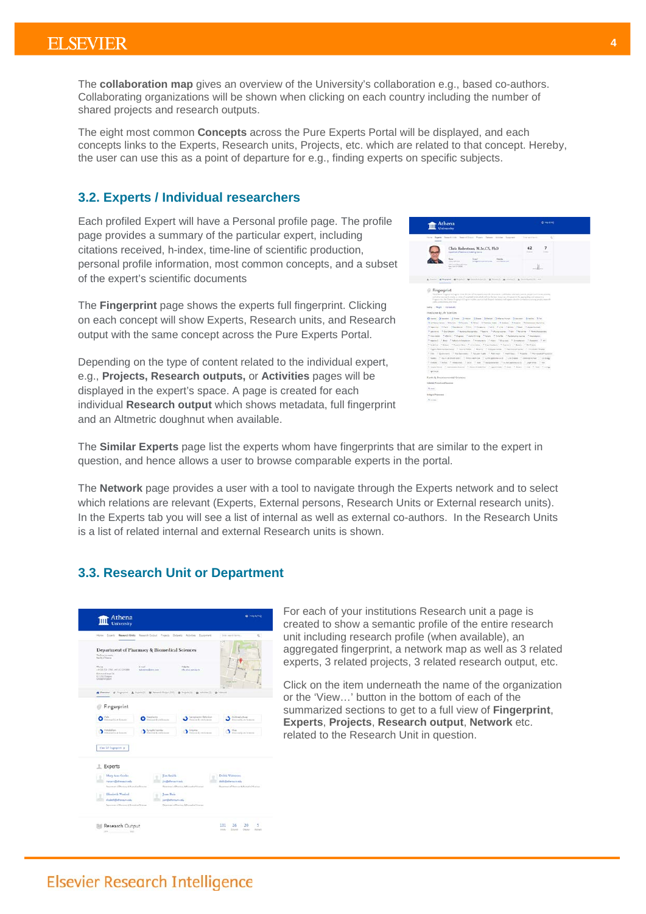The **collaboration map** gives an overview of the University's collaboration e.g., based co-authors. Collaborating organizations will be shown when clicking on each country including the number of shared projects and research outputs.

The eight most common **Concepts** across the Pure Experts Portal will be displayed, and each concepts links to the Experts, Research units, Projects, etc. which are related to that concept. Hereby, the user can use this as a point of departure for e.g., finding experts on specific subjects.

## 3.2. Experts / Individual researchers

Each profiled Expert will have a Personal profile page. The profile page provides a summary of the particular expert, including citations received, h-index, time-line of scientific production, personal profile information, most common concepts, and a subset of the expert's scientific documents

The **Fingerprint** page shows the experts full fingerprint. Clicking on each concept will show Experts, Research units, and Research output with the same concept across the Pure Experts Portal.

Depending on the type of content related to the individual expert, e.g., **Projects, Research outputs,** or **Activities** pages will be displayed in the expert's space. A page is created for each individual **Research output** which shows metadata, full fingerprint and an Altmetric doughnut when available.

The **Similar Experts** page list the experts whom have fingerprints that are similar to the expert in question, and hence allows a user to browse comparable experts in the portal.

The **Network** page provides a user with a tool to navigate through the Experts network and to select which relations are relevant (Experts, External persons, Research Units or External research units). In the Experts tab you will see a list of internal as well as external co-authors. In the Research Units is a list of related internal and external Research units is shown.

## 3.3. Research Unit or Department

For each of your institutions Research unit a page is created to show a semantic profile of the entire research unit including research profile (when available), an aggregated fingerprint, a network map as well as 3 related experts, 3 related projects, 3 related research output, etc.

Click on the item underneath the name of the organization or the 'View…' button in the bottom of each of the summarized sections to get to a full view of **Fingerprint**, **Experts**, **Projects**, **Research output**, **Network** etc. related to the Research Unit in question.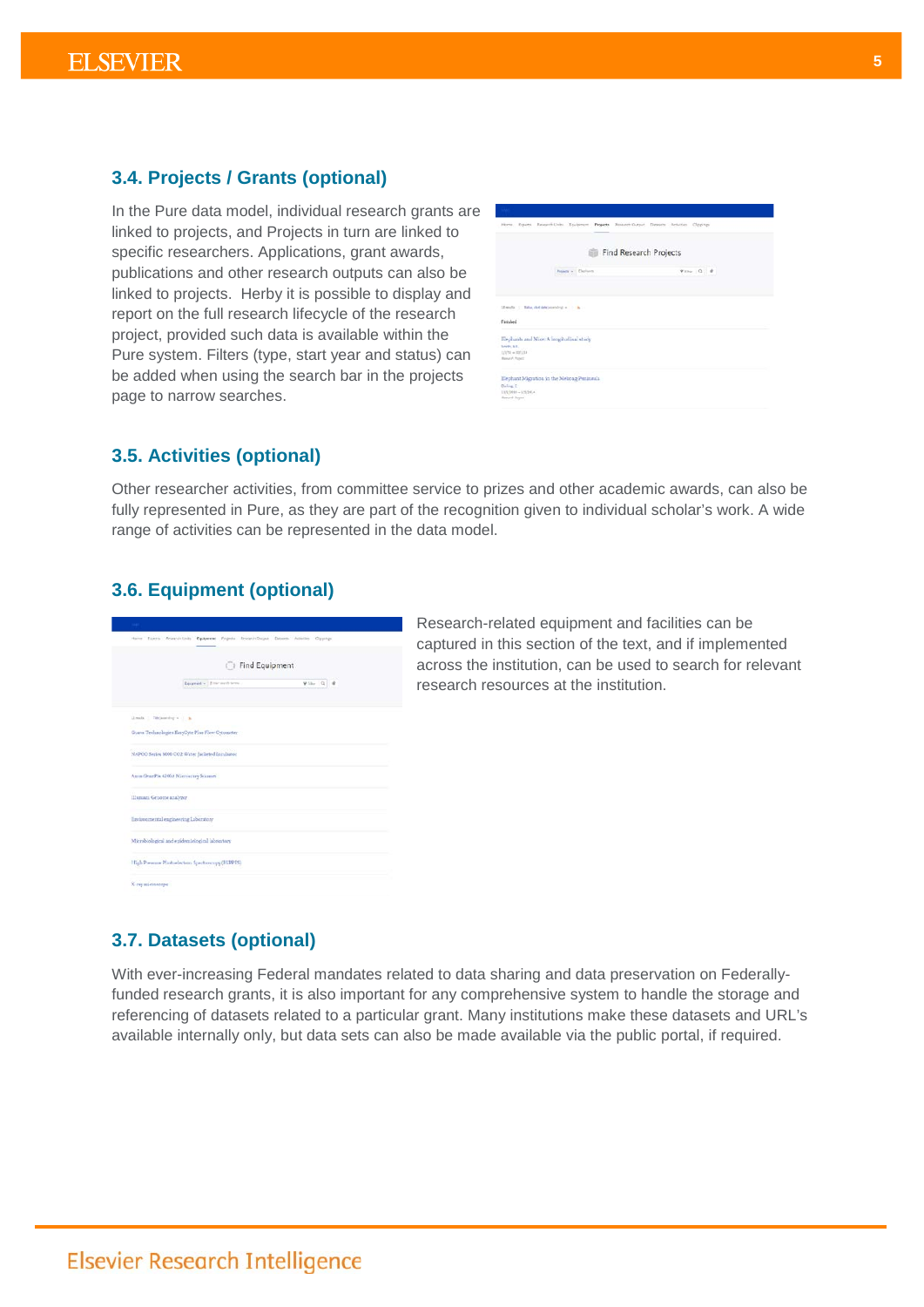### 3.4. Projects / Grants (optional)

In the Pure data model, individual research grants are linked to projects, and Projects in turn are linked to specific researchers. Applications, grant awards, publications and other research outputs can also be linked to projects. Herby it is possible to display and report on the full research lifecycle of the research project, provided such data is available within the Pure system. Filters (type, start year and status) can be added when using the search bar in the projects page to narrow searches.

### 3.5. Activities (optional)

Other researcher activities, from committee service to prizes and other academic awards, can also be fully represented in Pure, as they are part of the recognition given to individual scholar's work. A wide range of activities can be represented in the data model.

### 3.6. Equipment (optional)

Research-related equipment and facilities can be captured in this section of the text, and if implemented across the institution, can be used to search for relevant research resources at the institution.

### 3.7. Datasets (optional)

With ever-increasing Federal mandates related to data sharing and data preservation on Federally-funded research grants, it is also important for any comprehensive system to handle the storage and referencing of datasets related to a particular grant. Many institutions make these datasets and URL's available internally only, but data sets can also be made available via the public portal, if required.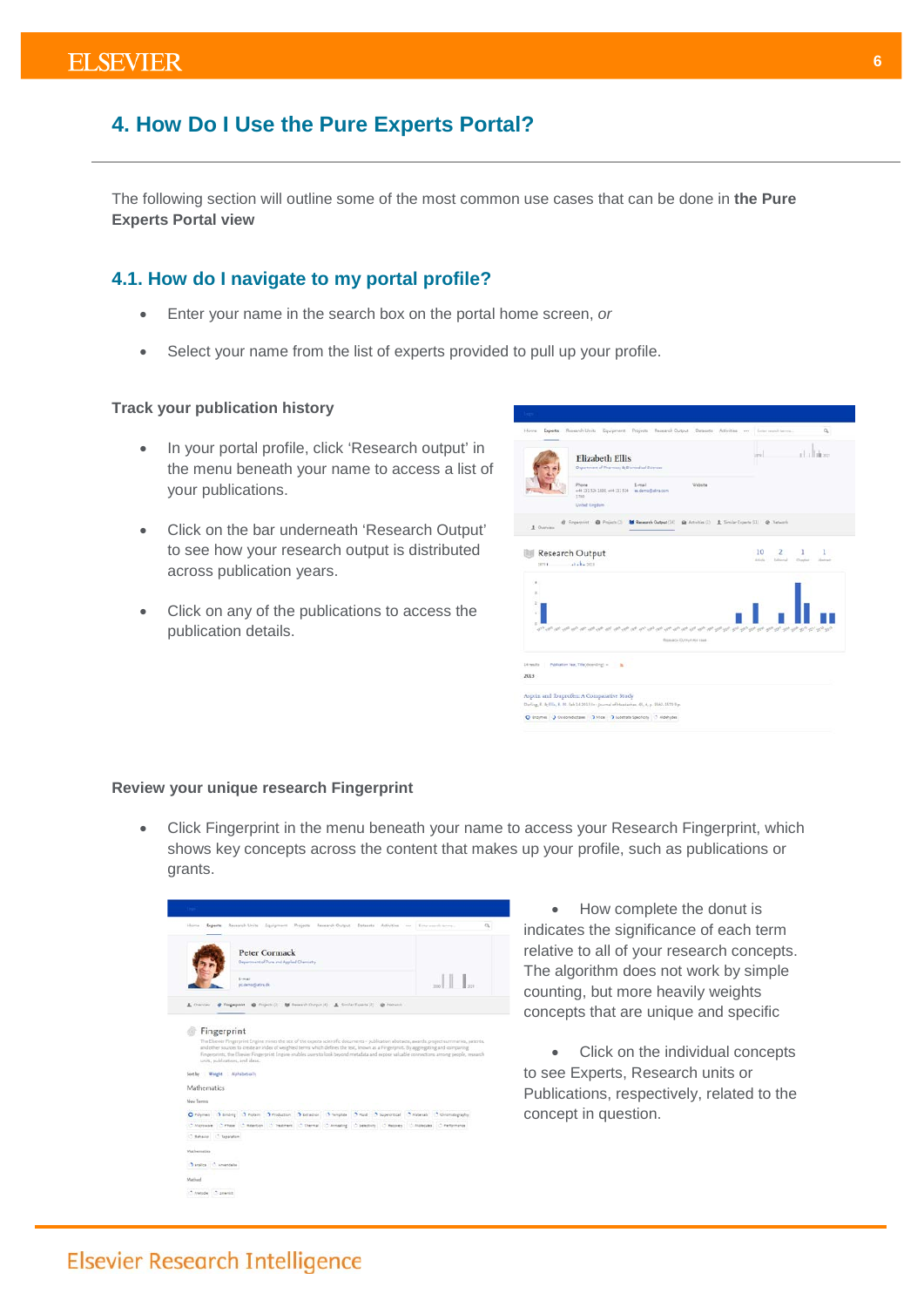## 4. How Do I Use the Pure Experts Portal?

The following section will outline some of the most common use cases that can be done in **the Pure Experts Portal view**

### 4.1. How do I navigate to my portal profile?

- Enter your name in the search box on the portal home screen, *or*
- Select your name from the list of experts provided to pull up your profile.

**Track your publication history**

- In your portal profile, click 'Research output' in the menu beneath your name to access a list of your publications.
- Click on the bar underneath 'Research Output' to see how your research output is distributed across publication years.
- Click on any of the publications to access the publication details.

**Review your unique research Fingerprint**

- Click Fingerprint in the menu beneath your name to access your Research Fingerprint, which shows key concepts across the content that makes up your profile, such as publications or grants.
- How complete the donut is indicates the significance of each term relative to all of your research concepts. The algorithm does not work by simple counting, but more heavily weights concepts that are unique and specific
- Click on the individual concepts to see Experts, Research units or Publications, respectively, related to the concept in question.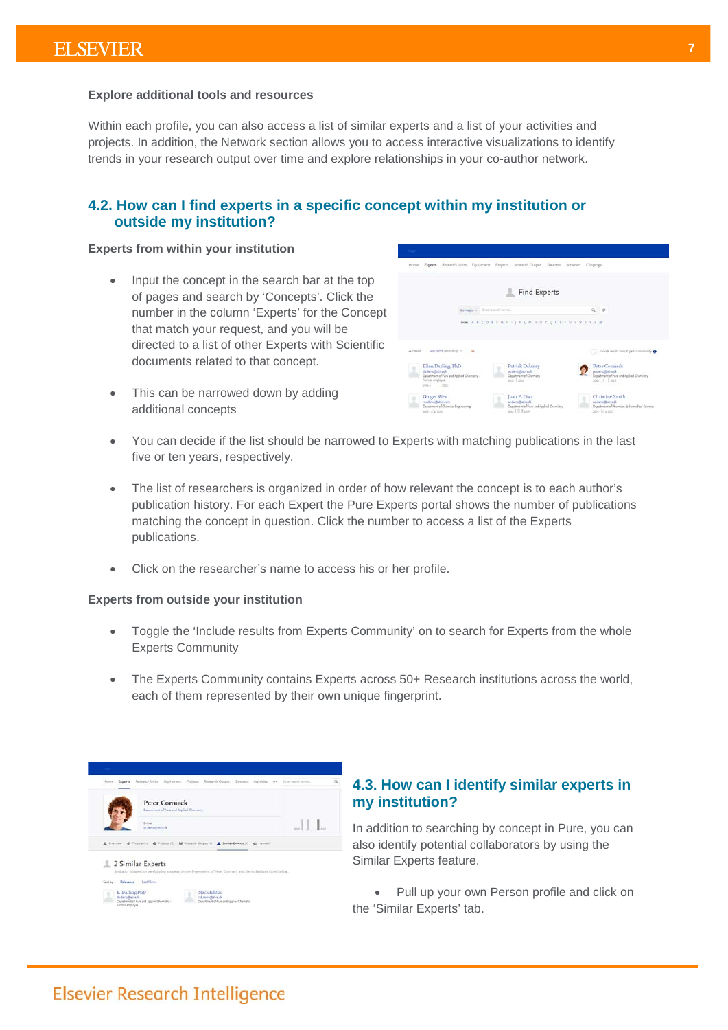**Explore additional tools and resources**

Within each profile, you can also access a list of similar experts and a list of your activities and projects. In addition, the Network section allows you to access interactive visualizations to identify trends in your research output over time and explore relationships in your co-author network.

## 4.2. How can I find experts in a specific concept within my institution or outside my institution?

**Experts from within your institution**

- Input the concept in the search bar at the top of pages and search by 'Concepts'. Click the number in the column 'Experts' for the Concept that match your request, and you will be directed to a list of other Experts with Scientific documents related to that concept.
- This can be narrowed down by adding additional concepts
- You can decide if the list should be narrowed to Experts with matching publications in the last five or ten years, respectively.
- The list of researchers is organized in order of how relevant the concept is to each author's publication history. For each Expert the Pure Experts portal shows the number of publications matching the concept in question. Click the number to access a list of the Experts publications.
- Click on the researcher's name to access his or her profile.

**Experts from outside your institution**

- Toggle the 'Include results from Experts Community' on to search for Experts from the whole Experts Community
- The Experts Community contains Experts across 50+ Research institutions across the world, each of them represented by their own unique fingerprint.

## 4.3. How can I identify similar experts in my institution?

In addition to searching by concept in Pure, you can also identify potential collaborators by using the Similar Experts feature.

- Pull up your own Person profile and click on the 'Similar Experts' tab.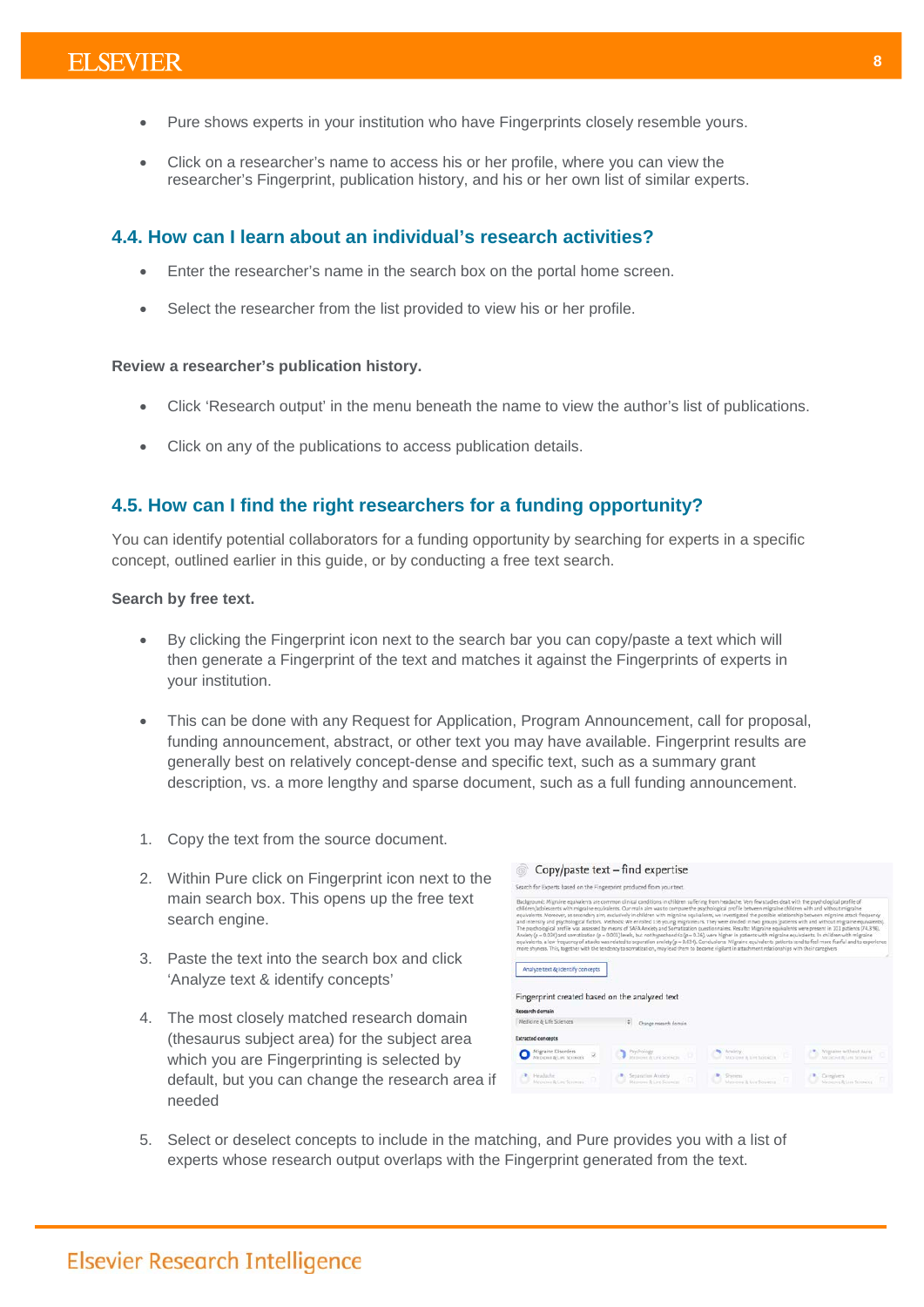- Pure shows experts in your institution who have Fingerprints closely resemble yours.
- Click on a researcher's name to access his or her profile, where you can view the researcher's Fingerprint, publication history, and his or her own list of similar experts.

### 4.4. How can I learn about an individual's research activities?

- Enter the researcher's name in the search box on the portal home screen.
- Select the researcher from the list provided to view his or her profile.

**Review a researcher's publication history.**

- Click 'Research output' in the menu beneath the name to view the author's list of publications.
- Click on any of the publications to access publication details.

### 4.5. How can I find the right researchers for a funding opportunity?

You can identify potential collaborators for a funding opportunity by searching for experts in a specific concept, outlined earlier in this guide, or by conducting a free text search.

**Search by free text.**

- By clicking the Fingerprint icon next to the search bar you can copy/paste a text which will then generate a Fingerprint of the text and matches it against the Fingerprints of experts in your institution.
- This can be done with any Request for Application, Program Announcement, call for proposal, funding announcement, abstract, or other text you may have available. Fingerprint results are generally best on relatively concept-dense and specific text, such as a summary grant description, vs. a more lengthy and sparse document, such as a full funding announcement.

1. Copy the text from the source document.
2. Within Pure click on Fingerprint icon next to the main search box. This opens up the free text search engine.
3. Paste the text into the search box and click 'Analyze text & identify concepts'
4. The most closely matched research domain (thesaurus subject area) for the subject area which you are Fingerprinting is selected by default, but you can change the research area if needed
5. Select or deselect concepts to include in the matching, and Pure provides you with a list of experts whose research output overlaps with the Fingerprint generated from the text.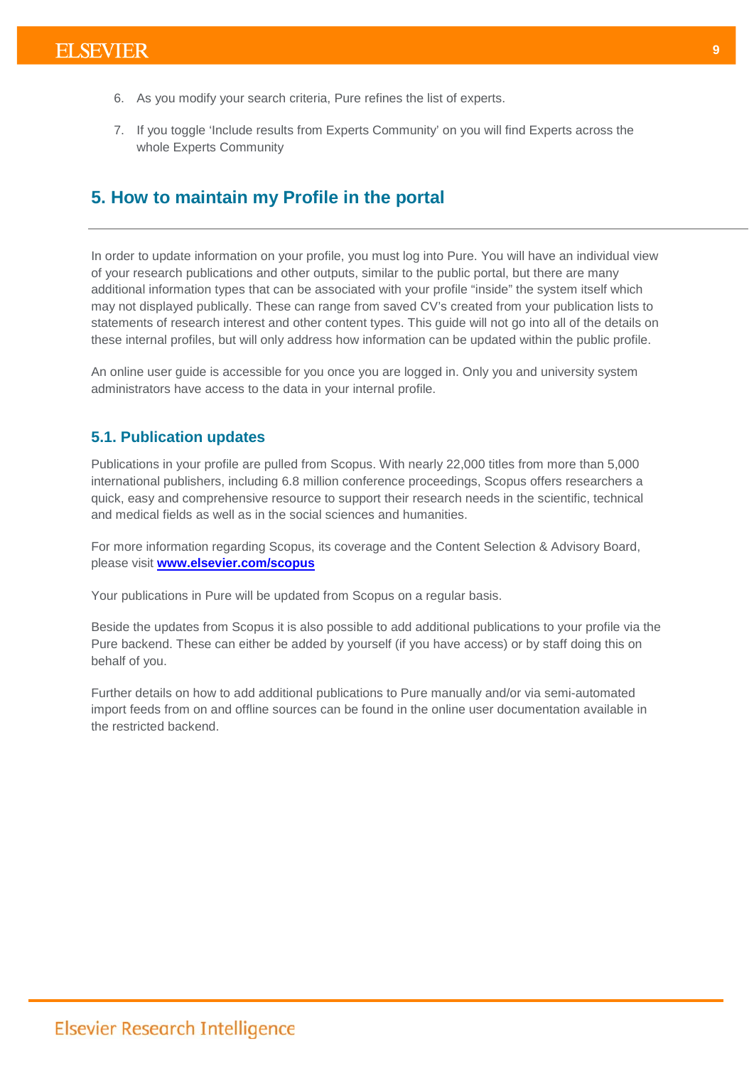6. As you modify your search criteria, Pure refines the list of experts.

7. If you toggle 'Include results from Experts Community' on you will find Experts across the whole Experts Community

## 5. How to maintain my Profile in the portal

In order to update information on your profile, you must log into Pure. You will have an individual view of your research publications and other outputs, similar to the public portal, but there are many additional information types that can be associated with your profile "inside" the system itself which may not displayed publically. These can range from saved CV's created from your publication lists to statements of research interest and other content types. This guide will not go into all of the details on these internal profiles, but will only address how information can be updated within the public profile.

An online user guide is accessible for you once you are logged in. Only you and university system administrators have access to the data in your internal profile.

### 5.1. Publication updates

Publications in your profile are pulled from Scopus. With nearly 22,000 titles from more than 5,000 international publishers, including 6.8 million conference proceedings, Scopus offers researchers a quick, easy and comprehensive resource to support their research needs in the scientific, technical and medical fields as well as in the social sciences and humanities.

For more information regarding Scopus, its coverage and the Content Selection & Advisory Board, please visit **www.elsevier.com/scopus**

Your publications in Pure will be updated from Scopus on a regular basis.

Beside the updates from Scopus it is also possible to add additional publications to your profile via the Pure backend. These can either be added by yourself (if you have access) or by staff doing this on behalf of you.

Further details on how to add additional publications to Pure manually and/or via semi-automated import feeds from on and offline sources can be found in the online user documentation available in the restricted backend.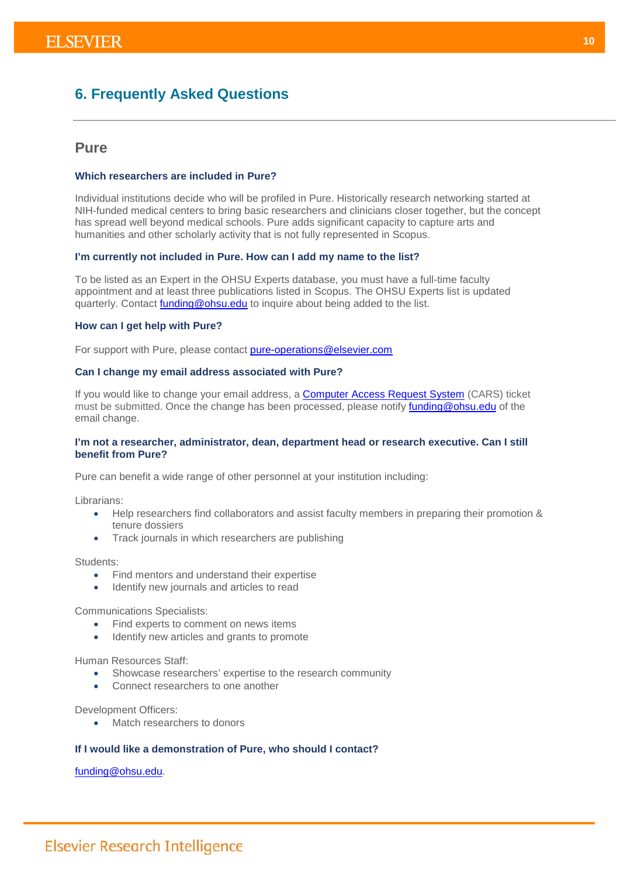## 6. Frequently Asked Questions

### Pure

**Which researchers are included in Pure?**

Individual institutions decide who will be profiled in Pure. Historically research networking started at NIH-funded medical centers to bring basic researchers and clinicians closer together, but the concept has spread well beyond medical schools. Pure adds significant capacity to capture arts and humanities and other scholarly activity that is not fully represented in Scopus.

**I'm currently not included in Pure. How can I add my name to the list?**

To be listed as an Expert in the OHSU Experts database, you must have a full-time faculty appointment and at least three publications listed in Scopus. The OHSU Experts list is updated quarterly. Contact funding@ohsu.edu to inquire about being added to the list.

**How can I get help with Pure?**

For support with Pure, please contact pure-operations@elsevier.com

**Can I change my email address associated with Pure?**

If you would like to change your email address, a Computer Access Request System (CARS) ticket must be submitted. Once the change has been processed, please notify funding@ohsu.edu of the email change.

**I'm not a researcher, administrator, dean, department head or research executive. Can I still benefit from Pure?**

Pure can benefit a wide range of other personnel at your institution including:

Librarians:

- Help researchers find collaborators and assist faculty members in preparing their promotion & tenure dossiers
- Track journals in which researchers are publishing

Students:

- Find mentors and understand their expertise
- Identify new journals and articles to read

Communications Specialists:

- Find experts to comment on news items
- Identify new articles and grants to promote

Human Resources Staff:

- Showcase researchers' expertise to the research community
- Connect researchers to one another

Development Officers:

- Match researchers to donors

**If I would like a demonstration of Pure, who should I contact?**

funding@ohsu.edu.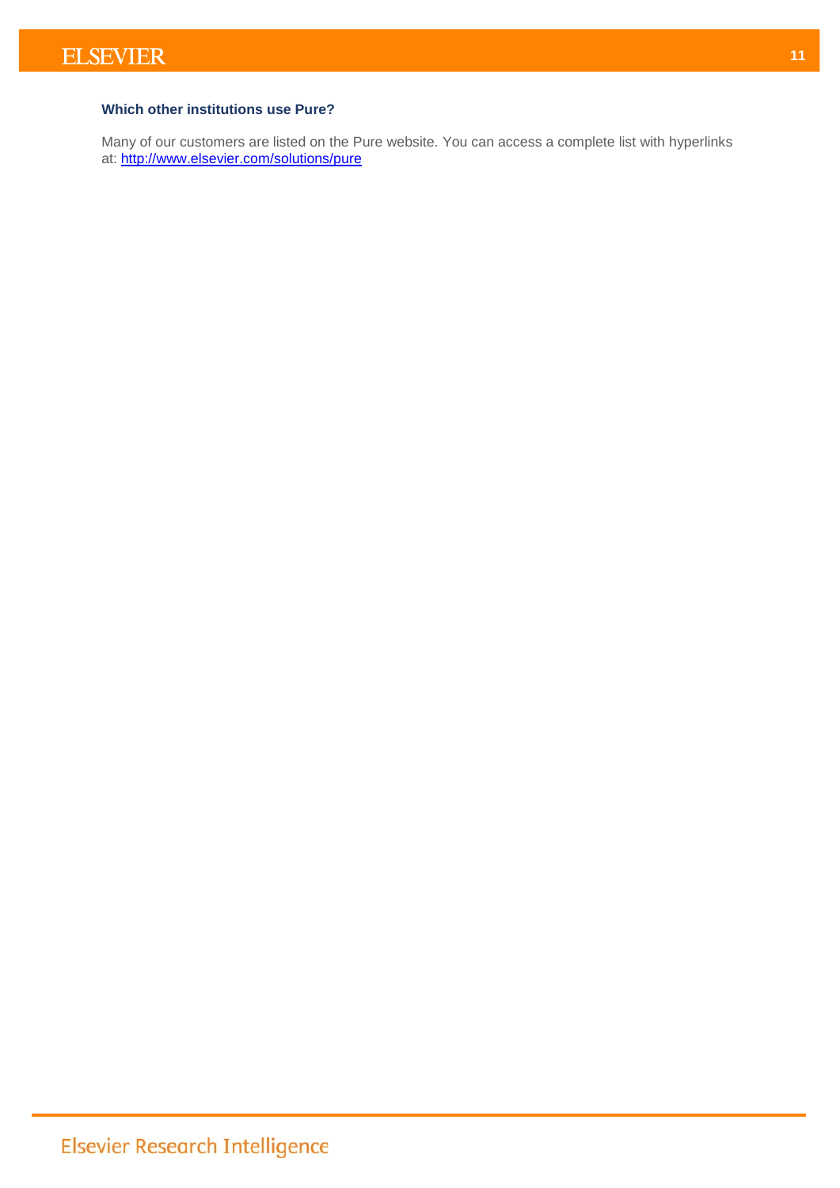### Which other institutions use Pure?

Many of our customers are listed on the Pure website. You can access a complete list with hyperlinks at: http://www.elsevier.com/solutions/pure